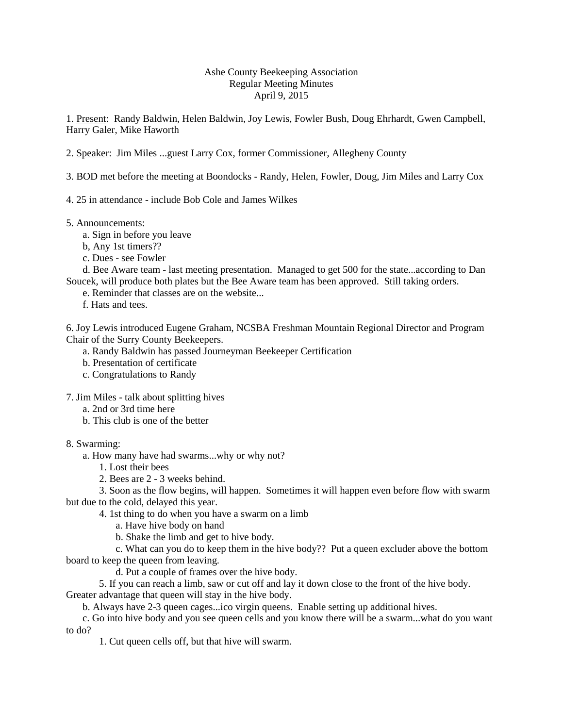Ashe County Beekeeping Association
Regular Meeting Minutes
April 9, 2015

1. <u>Present</u>: Randy Baldwin, Helen Baldwin, Joy Lewis, Fowler Bush, Doug Ehrhardt, Gwen Campbell, Harry Galer, Mike Haworth

2. <u>Speaker</u>: Jim Miles ...guest Larry Cox, former Commissioner, Allegheny County

3. BOD met before the meeting at Boondocks - Randy, Helen, Fowler, Doug, Jim Miles and Larry Cox

4. 25 in attendance - include Bob Cole and James Wilkes

5. Announcements:
   a. Sign in before you leave
   b, Any 1st timers??
   c. Dues - see Fowler
   d. Bee Aware team - last meeting presentation. Managed to get 500 for the state...according to Dan Soucek, will produce both plates but the Bee Aware team has been approved. Still taking orders.
   e. Reminder that classes are on the website...
   f. Hats and tees.

6. Joy Lewis introduced Eugene Graham, NCSBA Freshman Mountain Regional Director and Program Chair of the Surry County Beekeepers.
   a. Randy Baldwin has passed Journeyman Beekeeper Certification
   b. Presentation of certificate
   c. Congratulations to Randy

7. Jim Miles - talk about splitting hives
   a. 2nd or 3rd time here
   b. This club is one of the better

8. Swarming:
   a. How many have had swarms...why or why not?
      1. Lost their bees
      2. Bees are 2 - 3 weeks behind.
      3. Soon as the flow begins, will happen. Sometimes it will happen even before flow with swarm but due to the cold, delayed this year.
      4. 1st thing to do when you have a swarm on a limb
         a. Have hive body on hand
         b. Shake the limb and get to hive body.
         c. What can you do to keep them in the hive body?? Put a queen excluder above the bottom board to keep the queen from leaving.
         d. Put a couple of frames over the hive body.
      5. If you can reach a limb, saw or cut off and lay it down close to the front of the hive body. Greater advantage that queen will stay in the hive body.
   b. Always have 2-3 queen cages...ico virgin queens. Enable setting up additional hives.
   c. Go into hive body and you see queen cells and you know there will be a swarm...what do you want to do?
      1. Cut queen cells off, but that hive will swarm.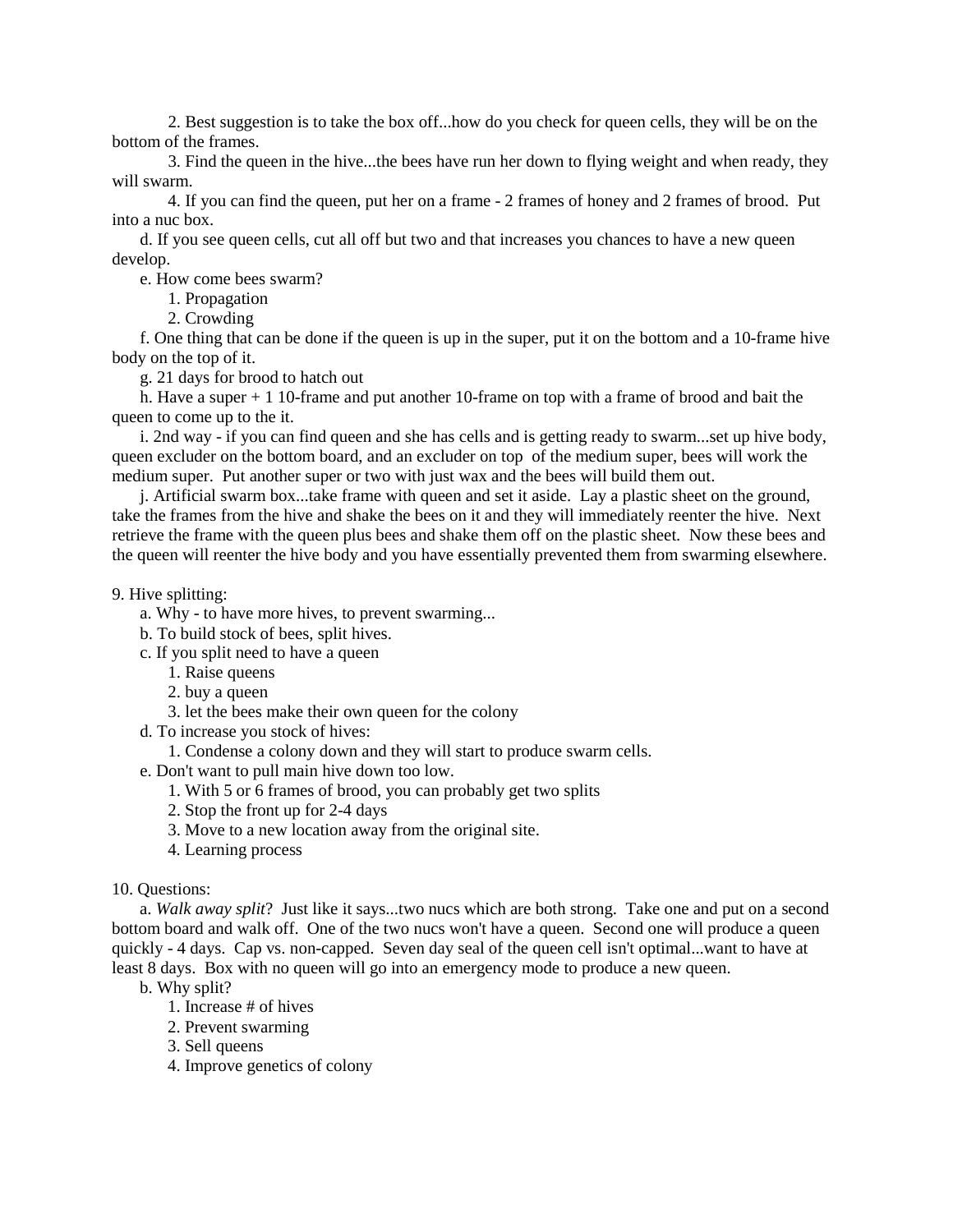2. Best suggestion is to take the box off...how do you check for queen cells, they will be on the bottom of the frames.

3. Find the queen in the hive...the bees have run her down to flying weight and when ready, they will swarm.

4. If you can find the queen, put her on a frame - 2 frames of honey and 2 frames of brood. Put into a nuc box.

d. If you see queen cells, cut all off but two and that increases you chances to have a new queen develop.

e. How come bees swarm?

1. Propagation
2. Crowding

f. One thing that can be done if the queen is up in the super, put it on the bottom and a 10-frame hive body on the top of it.

g. 21 days for brood to hatch out

h. Have a super + 1 10-frame and put another 10-frame on top with a frame of brood and bait the queen to come up to the it.

i. 2nd way - if you can find queen and she has cells and is getting ready to swarm...set up hive body, queen excluder on the bottom board, and an excluder on top of the medium super, bees will work the medium super. Put another super or two with just wax and the bees will build them out.

j. Artificial swarm box...take frame with queen and set it aside. Lay a plastic sheet on the ground, take the frames from the hive and shake the bees on it and they will immediately reenter the hive. Next retrieve the frame with the queen plus bees and shake them off on the plastic sheet. Now these bees and the queen will reenter the hive body and you have essentially prevented them from swarming elsewhere.

9. Hive splitting:

a. Why - to have more hives, to prevent swarming...

b. To build stock of bees, split hives.

c. If you split need to have a queen

1. Raise queens
2. buy a queen
3. let the bees make their own queen for the colony

d. To increase you stock of hives:

1. Condense a colony down and they will start to produce swarm cells.

e. Don't want to pull main hive down too low.

1. With 5 or 6 frames of brood, you can probably get two splits
2. Stop the front up for 2-4 days
3. Move to a new location away from the original site.
4. Learning process

10. Questions:

a. *Walk away split*? Just like it says...two nucs which are both strong. Take one and put on a second bottom board and walk off. One of the two nucs won't have a queen. Second one will produce a queen quickly - 4 days. Cap vs. non-capped. Seven day seal of the queen cell isn't optimal...want to have at least 8 days. Box with no queen will go into an emergency mode to produce a new queen.

b. Why split?

1. Increase # of hives
2. Prevent swarming
3. Sell queens
4. Improve genetics of colony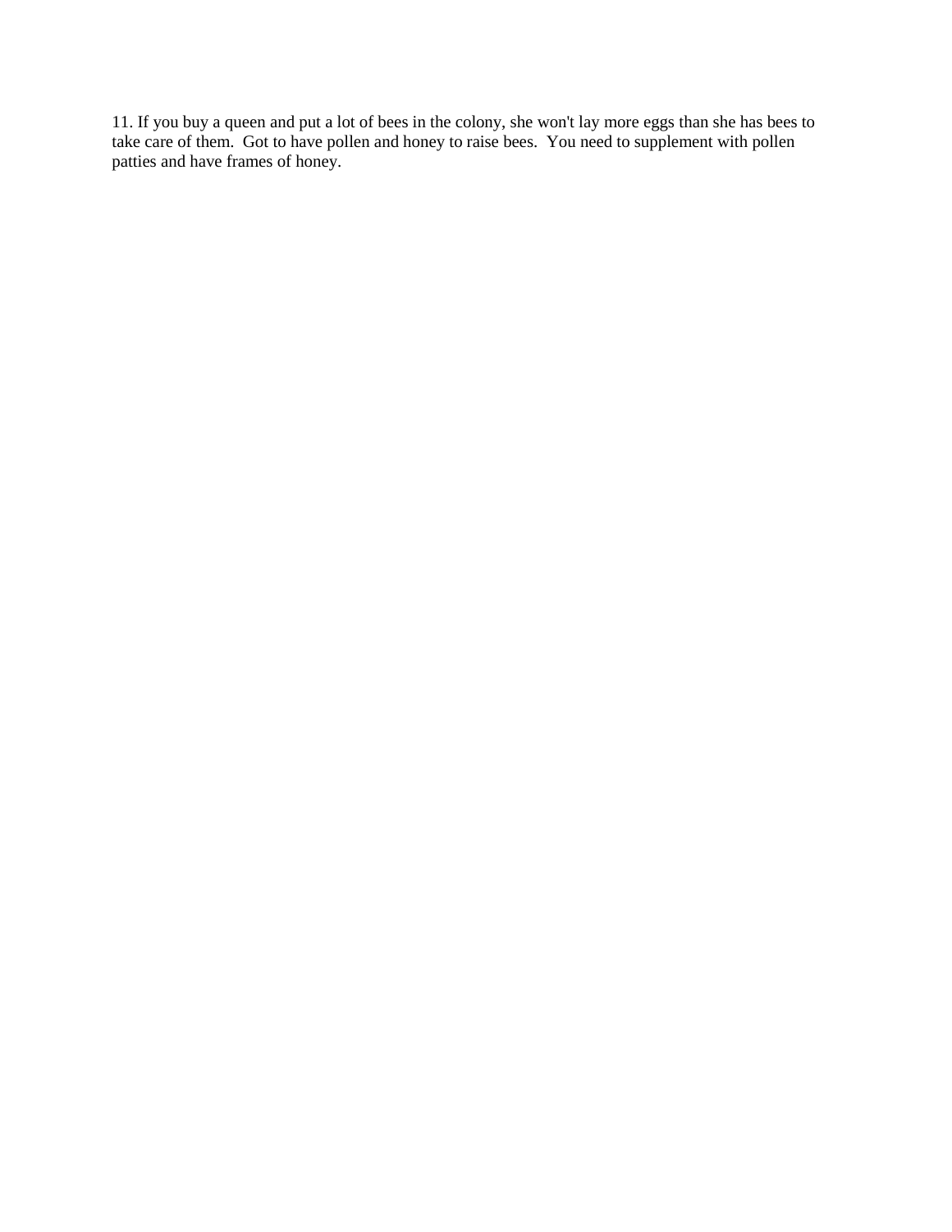11. If you buy a queen and put a lot of bees in the colony, she won't lay more eggs than she has bees to take care of them. Got to have pollen and honey to raise bees. You need to supplement with pollen patties and have frames of honey.